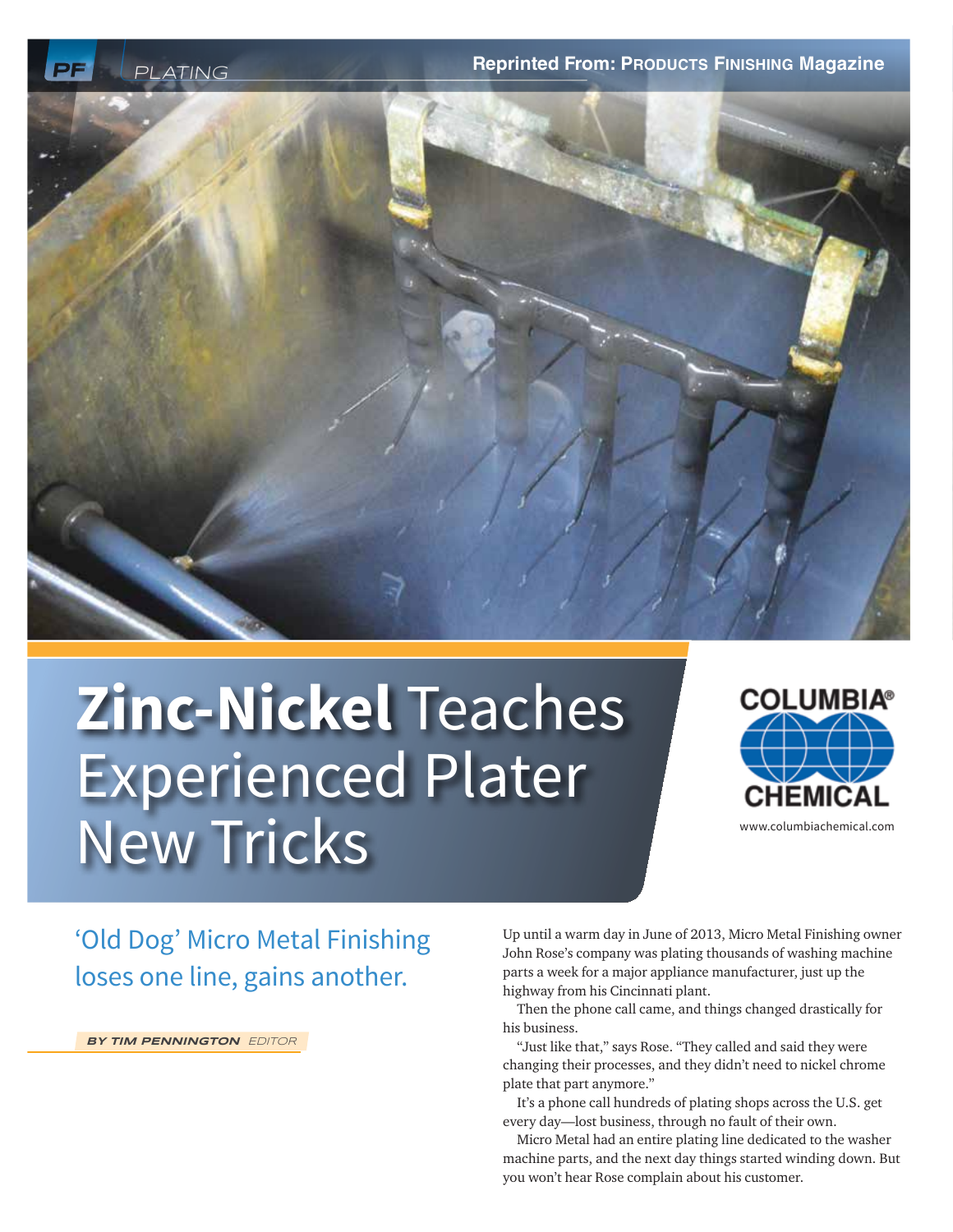# **Zinc-Nickel** Teaches Experienced Plater New Tricks

## 'Old Dog' Micro Metal Finishing loses one line, gains another.

***BY TIM PENNINGTON*** *EDITOR*

Up until a warm day in June of 2013, Micro Metal Finishing owner John Rose's company was plating thousands of washing machine parts a week for a major appliance manufacturer, just up the highway from his Cincinnati plant.

Then the phone call came, and things changed drastically for his business.

"Just like that," says Rose. "They called and said they were changing their processes, and they didn't need to nickel chrome plate that part anymore."

It's a phone call hundreds of plating shops across the U.S. get every day—lost business, through no fault of their own.

Micro Metal had an entire plating line dedicated to the washer machine parts, and the next day things started winding down. But you won't hear Rose complain about his customer.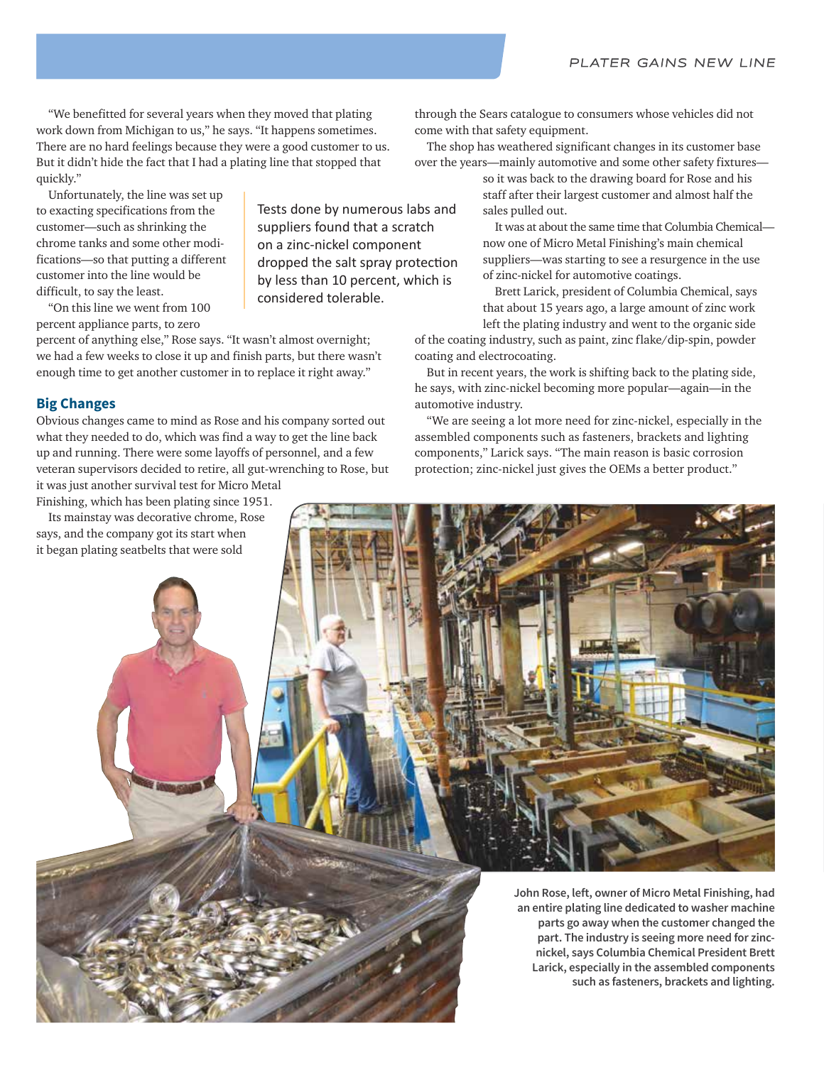"We benefitted for several years when they moved that plating work down from Michigan to us," he says. "It happens sometimes. There are no hard feelings because they were a good customer to us. But it didn't hide the fact that I had a plating line that stopped that quickly."

Unfortunately, the line was set up to exacting specifications from the customer—such as shrinking the chrome tanks and some other modifications—so that putting a different customer into the line would be difficult, to say the least.

"On this line we went from 100 percent appliance parts, to zero percent of anything else," Rose says. "It wasn't almost overnight; we had a few weeks to close it up and finish parts, but there wasn't enough time to get another customer in to replace it right away."

> Tests done by numerous labs and suppliers found that a scratch on a zinc-nickel component dropped the salt spray protection by less than 10 percent, which is considered tolerable.

## Big Changes

Obvious changes came to mind as Rose and his company sorted out what they needed to do, which was find a way to get the line back up and running. There were some layoffs of personnel, and a few veteran supervisors decided to retire, all gut-wrenching to Rose, but it was just another survival test for Micro Metal Finishing, which has been plating since 1951.

Its mainstay was decorative chrome, Rose says, and the company got its start when it began plating seatbelts that were sold through the Sears catalogue to consumers whose vehicles did not come with that safety equipment.

The shop has weathered significant changes in its customer base over the years—mainly automotive and some other safety fixtures—so it was back to the drawing board for Rose and his staff after their largest customer and almost half the sales pulled out.

It was at about the same time that Columbia Chemical—now one of Micro Metal Finishing's main chemical suppliers—was starting to see a resurgence in the use of zinc-nickel for automotive coatings.

Brett Larick, president of Columbia Chemical, says that about 15 years ago, a large amount of zinc work left the plating industry and went to the organic side of the coating industry, such as paint, zinc flake/dip-spin, powder coating and electrocoating.

But in recent years, the work is shifting back to the plating side, he says, with zinc-nickel becoming more popular—again—in the automotive industry.

"We are seeing a lot more need for zinc-nickel, especially in the assembled components such as fasteners, brackets and lighting components," Larick says. "The main reason is basic corrosion protection; zinc-nickel just gives the OEMs a better product."

**John Rose, left, owner of Micro Metal Finishing, had an entire plating line dedicated to washer machine parts go away when the customer changed the part. The industry is seeing more need for zinc-nickel, says Columbia Chemical President Brett Larick, especially in the assembled components such as fasteners, brackets and lighting.**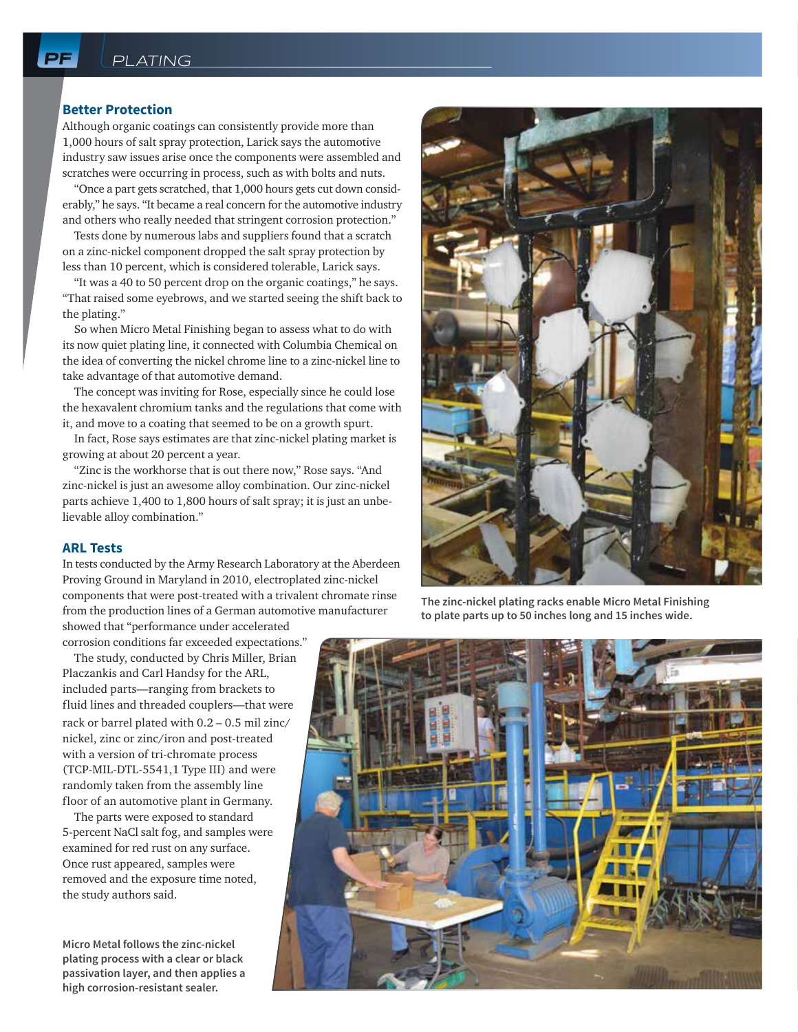## Better Protection

Although organic coatings can consistently provide more than 1,000 hours of salt spray protection, Larick says the automotive industry saw issues arise once the components were assembled and scratches were occurring in process, such as with bolts and nuts.

"Once a part gets scratched, that 1,000 hours gets cut down considerably," he says. "It became a real concern for the automotive industry and others who really needed that stringent corrosion protection."

Tests done by numerous labs and suppliers found that a scratch on a zinc-nickel component dropped the salt spray protection by less than 10 percent, which is considered tolerable, Larick says.

"It was a 40 to 50 percent drop on the organic coatings," he says. "That raised some eyebrows, and we started seeing the shift back to the plating."

So when Micro Metal Finishing began to assess what to do with its now quiet plating line, it connected with Columbia Chemical on the idea of converting the nickel chrome line to a zinc-nickel line to take advantage of that automotive demand.

The concept was inviting for Rose, especially since he could lose the hexavalent chromium tanks and the regulations that come with it, and move to a coating that seemed to be on a growth spurt.

In fact, Rose says estimates are that zinc-nickel plating market is growing at about 20 percent a year.

"Zinc is the workhorse that is out there now," Rose says. "And zinc-nickel is just an awesome alloy combination. Our zinc-nickel parts achieve 1,400 to 1,800 hours of salt spray; it is just an unbelievable alloy combination."

## ARL Tests

In tests conducted by the Army Research Laboratory at the Aberdeen Proving Ground in Maryland in 2010, electroplated zinc-nickel components that were post-treated with a trivalent chromate rinse from the production lines of a German automotive manufacturer showed that "performance under accelerated corrosion conditions far exceeded expectations."

The study, conducted by Chris Miller, Brian Placzankis and Carl Handsy for the ARL, included parts—ranging from brackets to fluid lines and threaded couplers—that were rack or barrel plated with 0.2 – 0.5 mil zinc/nickel, zinc or zinc/iron and post-treated with a version of tri-chromate process (TCP-MIL-DTL-5541,1 Type III) and were randomly taken from the assembly line floor of an automotive plant in Germany.

The parts were exposed to standard 5-percent NaCl salt fog, and samples were examined for red rust on any surface. Once rust appeared, samples were removed and the exposure time noted, the study authors said.

The zinc-nickel plating racks enable Micro Metal Finishing to plate parts up to 50 inches long and 15 inches wide.

Micro Metal follows the zinc-nickel plating process with a clear or black passivation layer, and then applies a high corrosion-resistant sealer.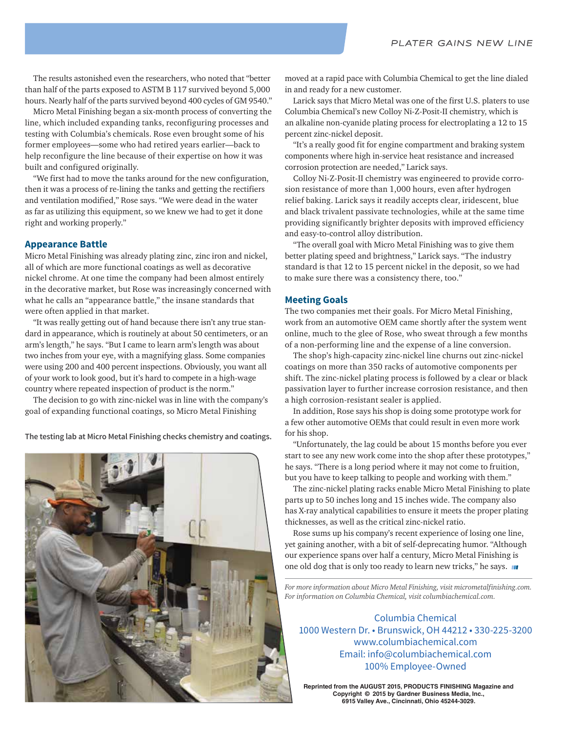The results astonished even the researchers, who noted that "better than half of the parts exposed to ASTM B 117 survived beyond 5,000 hours. Nearly half of the parts survived beyond 400 cycles of GM 9540."

Micro Metal Finishing began a six-month process of converting the line, which included expanding tanks, reconfiguring processes and testing with Columbia's chemicals. Rose even brought some of his former employees—some who had retired years earlier—back to help reconfigure the line because of their expertise on how it was built and configured originally.

"We first had to move the tanks around for the new configuration, then it was a process of re-lining the tanks and getting the rectifiers and ventilation modified," Rose says. "We were dead in the water as far as utilizing this equipment, so we knew we had to get it done right and working properly."

### Appearance Battle

Micro Metal Finishing was already plating zinc, zinc iron and nickel, all of which are more functional coatings as well as decorative nickel chrome. At one time the company had been almost entirely in the decorative market, but Rose was increasingly concerned with what he calls an "appearance battle," the insane standards that were often applied in that market.

"It was really getting out of hand because there isn't any true standard in appearance, which is routinely at about 50 centimeters, or an arm's length," he says. "But I came to learn arm's length was about two inches from your eye, with a magnifying glass. Some companies were using 200 and 400 percent inspections. Obviously, you want all of your work to look good, but it's hard to compete in a high-wage country where repeated inspection of product is the norm."

The decision to go with zinc-nickel was in line with the company's goal of expanding functional coatings, so Micro Metal Finishing moved at a rapid pace with Columbia Chemical to get the line dialed in and ready for a new customer.

Larick says that Micro Metal was one of the first U.S. platers to use Columbia Chemical's new Colloy Ni-Z-Posit-II chemistry, which is an alkaline non-cyanide plating process for electroplating a 12 to 15 percent zinc-nickel deposit.

"It's a really good fit for engine compartment and braking system components where high in-service heat resistance and increased corrosion protection are needed," Larick says.

Colloy Ni-Z-Posit-II chemistry was engineered to provide corrosion resistance of more than 1,000 hours, even after hydrogen relief baking. Larick says it readily accepts clear, iridescent, blue and black trivalent passivate technologies, while at the same time providing significantly brighter deposits with improved efficiency and easy-to-control alloy distribution.

"The overall goal with Micro Metal Finishing was to give them better plating speed and brightness," Larick says. "The industry standard is that 12 to 15 percent nickel in the deposit, so we had to make sure there was a consistency there, too."

### Meeting Goals

The two companies met their goals. For Micro Metal Finishing, work from an automotive OEM came shortly after the system went online, much to the glee of Rose, who sweat through a few months of a non-performing line and the expense of a line conversion.

The shop's high-capacity zinc-nickel line churns out zinc-nickel coatings on more than 350 racks of automotive components per shift. The zinc-nickel plating process is followed by a clear or black passivation layer to further increase corrosion resistance, and then a high corrosion-resistant sealer is applied.

In addition, Rose says his shop is doing some prototype work for a few other automotive OEMs that could result in even more work for his shop.

"Unfortunately, the lag could be about 15 months before you ever start to see any new work come into the shop after these prototypes," he says. "There is a long period where it may not come to fruition, but you have to keep talking to people and working with them."

The zinc-nickel plating racks enable Micro Metal Finishing to plate parts up to 50 inches long and 15 inches wide. The company also has X-ray analytical capabilities to ensure it meets the proper plating thicknesses, as well as the critical zinc-nickel ratio.

Rose sums up his company's recent experience of losing one line, yet gaining another, with a bit of self-deprecating humor. "Although our experience spans over half a century, Micro Metal Finishing is one old dog that is only too ready to learn new tricks," he says.

**The testing lab at Micro Metal Finishing checks chemistry and coatings.**

*For more information about Micro Metal Finishing, visit micrometalfinishing.com. For information on Columbia Chemical, visit columbiachemical.com.*

Columbia Chemical
1000 Western Dr. • Brunswick, OH 44212 • 330-225-3200
www.columbiachemical.com
Email: info@columbiachemical.com
100% Employee-Owned

**Reprinted from the AUGUST 2015, PRODUCTS FINISHING Magazine and Copyright © 2015 by Gardner Business Media, Inc., 6915 Valley Ave., Cincinnati, Ohio 45244-3029.**